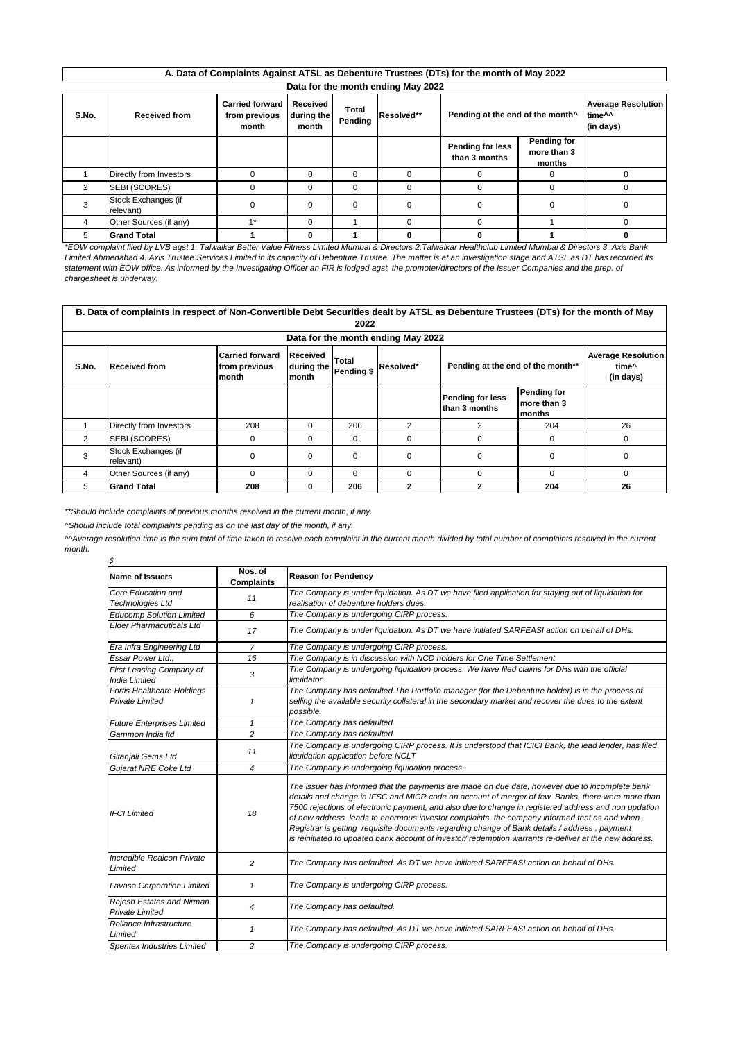| A. Data of Complaints Against ATSL as Debenture Trustees (DTs) for the month of May 2022 | | | | | | | | |
|---|---|---|---|---|---|---|---|---|
| Data for the month ending May 2022 | | | | | | | | |
| S.No. | Received from | Carried forward from previous month | Received during the month | Total Pending | Resolved** | Pending at the end of the month^ | | Average Resolution time^^ (in days) |
| | | | | | | Pending for less than 3 months | Pending for more than 3 months | |
| 1 | Directly from Investors | 0 | 0 | 0 | 0 | 0 | 0 | 0 |
| 2 | SEBI (SCORES) | 0 | 0 | 0 | 0 | 0 | 0 | 0 |
| 3 | Stock Exchanges (if relevant) | 0 | 0 | 0 | 0 | 0 | 0 | 0 |
| 4 | Other Sources (if any) | 1* | 0 | 1 | 0 | 0 | 1 | 0 |
| 5 | **Grand Total** | **1** | **0** | **1** | **0** | **0** | **1** | **0** |

*\*EOW complaint filed by LVB agst.1. Talwalkar Better Value Fitness Limited Mumbai & Directors 2.Talwalkar Healthclub Limited Mumbai & Directors 3. Axis Bank Limited Ahmedabad 4. Axis Trustee Services Limited in its capacity of Debenture Trustee. The matter is at an investigation stage and ATSL as DT has recorded its statement with EOW office. As informed by the Investigating Officer an FIR is lodged agst. the promoter/directors of the Issuer Companies and the prep. of chargesheet is underway.*

| B. Data of complaints in respect of Non-Convertible Debt Securities dealt by ATSL as Debenture Trustees (DTs) for the month of May 2022 | | | | | | | | |
|---|---|---|---|---|---|---|---|---|
| Data for the month ending May 2022 | | | | | | | | |
| S.No. | Received from | Carried forward from previous month | Received during the month | Total Pending $ | Resolved* | Pending at the end of the month** | | Average Resolution time^ (in days) |
| | | | | | | Pending for less than 3 months | Pending for more than 3 months | |
| 1 | Directly from Investors | 208 | 0 | 206 | 2 | 2 | 204 | 26 |
| 2 | SEBI (SCORES) | 0 | 0 | 0 | 0 | 0 | 0 | 0 |
| 3 | Stock Exchanges (if relevant) | 0 | 0 | 0 | 0 | 0 | 0 | 0 |
| 4 | Other Sources (if any) | 0 | 0 | 0 | 0 | 0 | 0 | 0 |
| 5 | **Grand Total** | **208** | **0** | **206** | **2** | **2** | **204** | **26** |

*\*\*Should include complaints of previous months resolved in the current month, if any.*

*^Should include total complaints pending as on the last day of the month, if any.*

*^^Average resolution time is the sum total of time taken to resolve each complaint in the current month divided by total number of complaints resolved in the current month.*

*$*

| Name of Issuers | Nos. of Complaints | Reason for Pendency |
|---|---|---|
| *Core Education and Technologies Ltd* | *11* | *The Company is under liquidation. As DT we have filed application for staying out of liquidation for realisation of debenture holders dues.* |
| *Educomp Solution Limited* | *6* | *The Company is undergoing CIRP process.* |
| *Elder Pharmacuticals Ltd* | *17* | *The Company is under liquidation. As DT we have initiated SARFEASI action on behalf of DHs.* |
| *Era Infra Engineering Ltd* | *7* | *The Company is undergoing CIRP process.* |
| *Essar Power Ltd.,* | *16* | *The Company is in discussion with NCD holders for One Time Settlement* |
| *First Leasing Company of India Limited* | *3* | *The Company is undergoing liquidation process. We have filed claims for DHs with the official liquidator.* |
| *Fortis Healthcare Holdings Private Limited* | *1* | *The Company has defaulted.The Portfolio manager (for the Debenture holder) is in the process of selling the available security collateral in the secondary market and recover the dues to the extent possible.* |
| *Future Enterprises Limited* | *1* | *The Company has defaulted.* |
| *Gammon India ltd* | *2* | *The Company has defaulted.* |
| *Gitanjali Gems Ltd* | *11* | *The Company is undergoing CIRP process. It is understood that ICICI Bank, the lead lender, has filed liquidation application before NCLT* |
| *Gujarat NRE Coke Ltd* | *4* | *The Company is undergoing liquidation process.* |
| *IFCI Limited* | *18* | *The issuer has informed that the payments are made on due date, however due to incomplete bank details and change in IFSC and MICR code on account of merger of few Banks, there were more than 7500 rejections of electronic payment, and also due to change in registered address and non updation of new address leads to enormous investor complaints. the company informed that as and when Registrar is getting requisite documents regarding change of Bank details / address , payment is reinitiated to updated bank account of investor/ redemption warrants re-deliver at the new address.* |
| *Incredible Realcon Private Limited* | *2* | *The Company has defaulted. As DT we have initiated SARFEASI action on behalf of DHs.* |
| *Lavasa Corporation Limited* | *1* | *The Company is undergoing CIRP process.* |
| *Rajesh Estates and Nirman Private Limited* | *4* | *The Company has defaulted.* |
| *Reliance Infrastructure Limited* | *1* | *The Company has defaulted. As DT we have initiated SARFEASI action on behalf of DHs.* |
| *Spentex Industries Limited* | *2* | *The Company is undergoing CIRP process.* |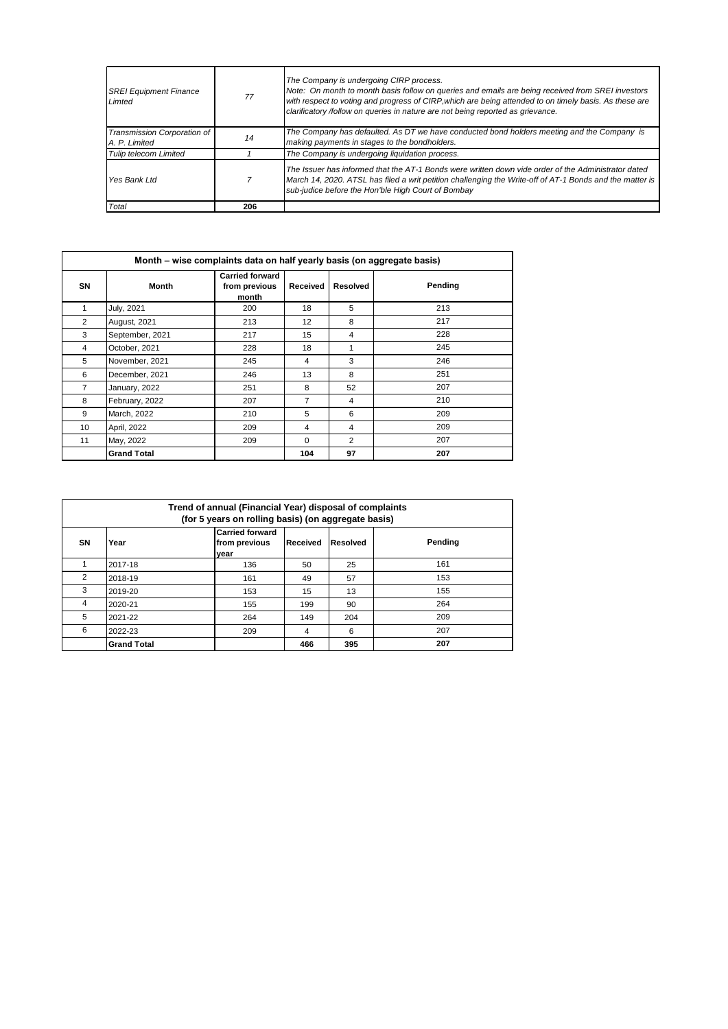| | | |
|---|---|---|
| *SREI Equipment Finance Limted* | *77* | *The Company is undergoing CIRP process.*<br>*Note: On month to month basis follow on queries and emails are being received from SREI investors with respect to voting and progress of CIRP,which are being attended to on timely basis. As these are clarificatory /follow on queries in nature are not being reported as grievance.* |
| *Transmission Corporation of A. P. Limited* | *14* | *The Company has defaulted. As DT we have conducted bond holders meeting and the Company is making payments in stages to the bondholders.* |
| *Tulip telecom Limited* | *1* | *The Company is undergoing liquidation process.* |
| *Yes Bank Ltd* | *7* | *The Issuer has informed that the AT-1 Bonds were written down vide order of the Administrator dated March 14, 2020. ATSL has filed a writ petition challenging the Write-off of AT-1 Bonds and the matter is sub-judice before the Hon'ble High Court of Bombay* |
| *Total* | **206** | |

**Month – wise complaints data on half yearly basis (on aggregate basis)**

| SN | Month | Carried forward from previous month | Received | Resolved | Pending |
|---|---|---|---|---|---|
| 1 | July, 2021 | 200 | 18 | 5 | 213 |
| 2 | August, 2021 | 213 | 12 | 8 | 217 |
| 3 | September, 2021 | 217 | 15 | 4 | 228 |
| 4 | October, 2021 | 228 | 18 | 1 | 245 |
| 5 | November, 2021 | 245 | 4 | 3 | 246 |
| 6 | December, 2021 | 246 | 13 | 8 | 251 |
| 7 | January, 2022 | 251 | 8 | 52 | 207 |
| 8 | February, 2022 | 207 | 7 | 4 | 210 |
| 9 | March, 2022 | 210 | 5 | 6 | 209 |
| 10 | April, 2022 | 209 | 4 | 4 | 209 |
| 11 | May, 2022 | 209 | 0 | 2 | 207 |
| | **Grand Total** | | **104** | **97** | **207** |

**Trend of annual (Financial Year) disposal of complaints (for 5 years on rolling basis) (on aggregate basis)**

| SN | Year | Carried forward from previous year | Received | Resolved | Pending |
|---|---|---|---|---|---|
| 1 | 2017-18 | 136 | 50 | 25 | 161 |
| 2 | 2018-19 | 161 | 49 | 57 | 153 |
| 3 | 2019-20 | 153 | 15 | 13 | 155 |
| 4 | 2020-21 | 155 | 199 | 90 | 264 |
| 5 | 2021-22 | 264 | 149 | 204 | 209 |
| 6 | 2022-23 | 209 | 4 | 6 | 207 |
| | **Grand Total** | | **466** | **395** | **207** |